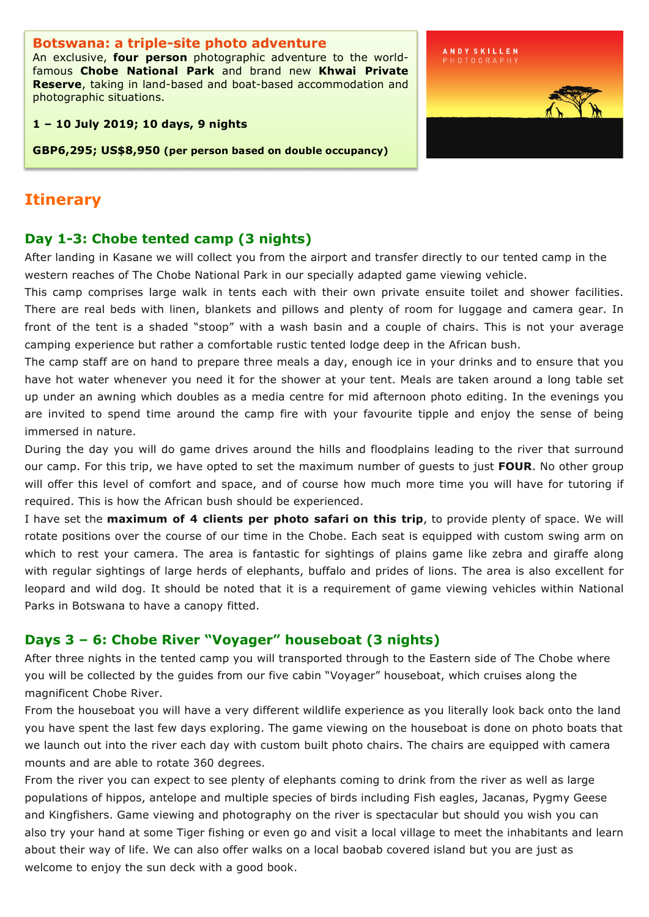## Botswana: a triple-site photo adventure

An exclusive, **four person** photographic adventure to the world-famous **Chobe National Park** and brand new **Khwai Private Reserve**, taking in land-based and boat-based accommodation and photographic situations.

**1 – 10 July 2019; 10 days, 9 nights**

**GBP6,295; US$8,950 (per person based on double occupancy)**

ANDY SKILLEN
PHOTOGRAPHY

# Itinerary

## Day 1-3: Chobe tented camp (3 nights)

After landing in Kasane we will collect you from the airport and transfer directly to our tented camp in the western reaches of The Chobe National Park in our specially adapted game viewing vehicle.

This camp comprises large walk in tents each with their own private ensuite toilet and shower facilities. There are real beds with linen, blankets and pillows and plenty of room for luggage and camera gear. In front of the tent is a shaded "stoop" with a wash basin and a couple of chairs. This is not your average camping experience but rather a comfortable rustic tented lodge deep in the African bush.

The camp staff are on hand to prepare three meals a day, enough ice in your drinks and to ensure that you have hot water whenever you need it for the shower at your tent. Meals are taken around a long table set up under an awning which doubles as a media centre for mid afternoon photo editing. In the evenings you are invited to spend time around the camp fire with your favourite tipple and enjoy the sense of being immersed in nature.

During the day you will do game drives around the hills and floodplains leading to the river that surround our camp. For this trip, we have opted to set the maximum number of guests to just **FOUR**. No other group will offer this level of comfort and space, and of course how much more time you will have for tutoring if required. This is how the African bush should be experienced.

I have set the **maximum of 4 clients per photo safari on this trip**, to provide plenty of space. We will rotate positions over the course of our time in the Chobe. Each seat is equipped with custom swing arm on which to rest your camera. The area is fantastic for sightings of plains game like zebra and giraffe along with regular sightings of large herds of elephants, buffalo and prides of lions. The area is also excellent for leopard and wild dog. It should be noted that it is a requirement of game viewing vehicles within National Parks in Botswana to have a canopy fitted.

## Days 3 – 6: Chobe River "Voyager" houseboat (3 nights)

After three nights in the tented camp you will transported through to the Eastern side of The Chobe where you will be collected by the guides from our five cabin "Voyager" houseboat, which cruises along the magnificent Chobe River.

From the houseboat you will have a very different wildlife experience as you literally look back onto the land you have spent the last few days exploring. The game viewing on the houseboat is done on photo boats that we launch out into the river each day with custom built photo chairs. The chairs are equipped with camera mounts and are able to rotate 360 degrees.

From the river you can expect to see plenty of elephants coming to drink from the river as well as large populations of hippos, antelope and multiple species of birds including Fish eagles, Jacanas, Pygmy Geese and Kingfishers. Game viewing and photography on the river is spectacular but should you wish you can also try your hand at some Tiger fishing or even go and visit a local village to meet the inhabitants and learn about their way of life. We can also offer walks on a local baobab covered island but you are just as welcome to enjoy the sun deck with a good book.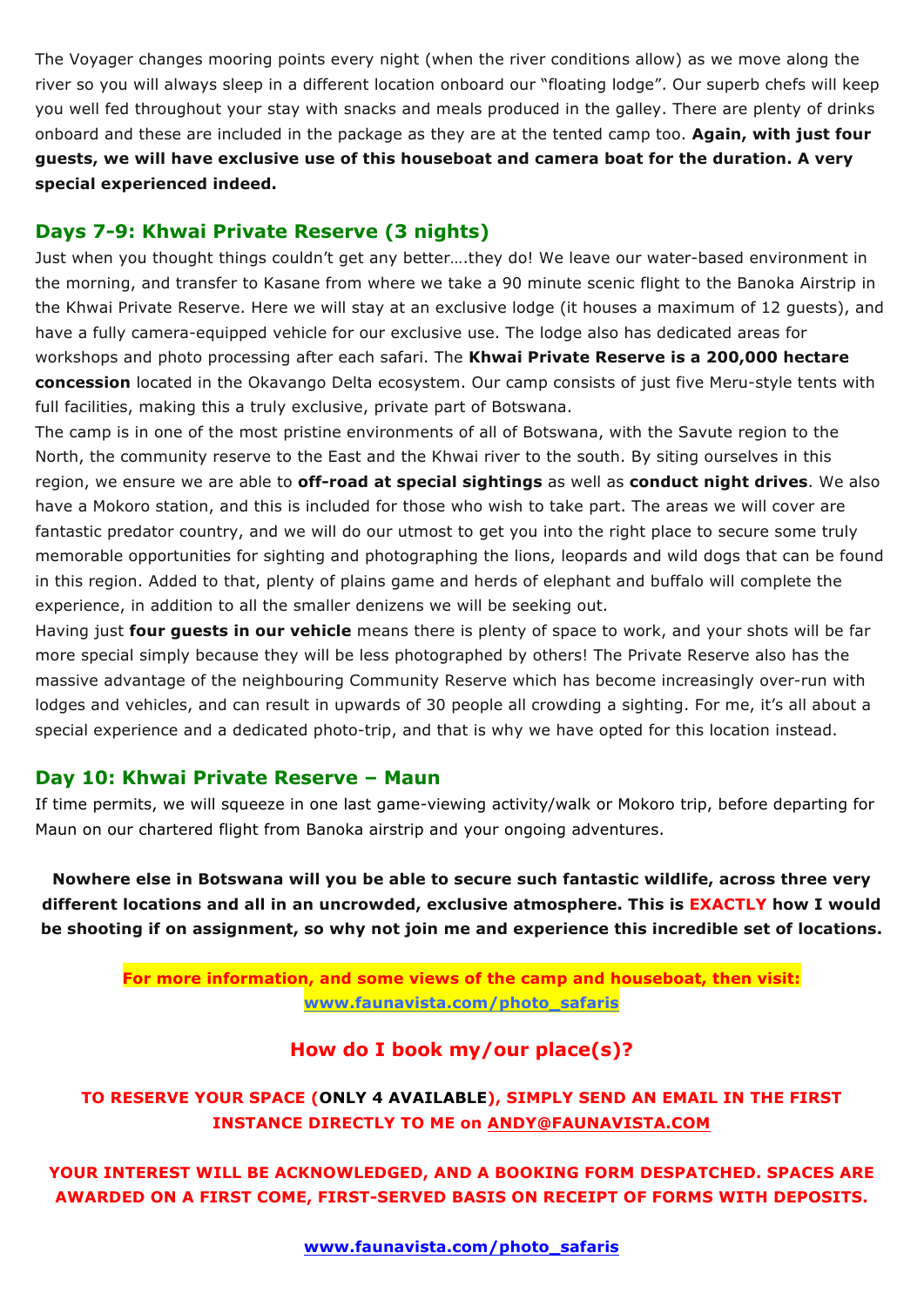The Voyager changes mooring points every night (when the river conditions allow) as we move along the river so you will always sleep in a different location onboard our "floating lodge". Our superb chefs will keep you well fed throughout your stay with snacks and meals produced in the galley. There are plenty of drinks onboard and these are included in the package as they are at the tented camp too. **Again, with just four guests, we will have exclusive use of this houseboat and camera boat for the duration. A very special experienced indeed.**

## Days 7-9: Khwai Private Reserve (3 nights)

Just when you thought things couldn't get any better….they do! We leave our water-based environment in the morning, and transfer to Kasane from where we take a 90 minute scenic flight to the Banoka Airstrip in the Khwai Private Reserve. Here we will stay at an exclusive lodge (it houses a maximum of 12 guests), and have a fully camera-equipped vehicle for our exclusive use. The lodge also has dedicated areas for workshops and photo processing after each safari. The **Khwai Private Reserve is a 200,000 hectare concession** located in the Okavango Delta ecosystem. Our camp consists of just five Meru-style tents with full facilities, making this a truly exclusive, private part of Botswana.

The camp is in one of the most pristine environments of all of Botswana, with the Savute region to the North, the community reserve to the East and the Khwai river to the south. By siting ourselves in this region, we ensure we are able to **off-road at special sightings** as well as **conduct night drives**. We also have a Mokoro station, and this is included for those who wish to take part. The areas we will cover are fantastic predator country, and we will do our utmost to get you into the right place to secure some truly memorable opportunities for sighting and photographing the lions, leopards and wild dogs that can be found in this region. Added to that, plenty of plains game and herds of elephant and buffalo will complete the experience, in addition to all the smaller denizens we will be seeking out.

Having just **four guests in our vehicle** means there is plenty of space to work, and your shots will be far more special simply because they will be less photographed by others! The Private Reserve also has the massive advantage of the neighbouring Community Reserve which has become increasingly over-run with lodges and vehicles, and can result in upwards of 30 people all crowding a sighting. For me, it's all about a special experience and a dedicated photo-trip, and that is why we have opted for this location instead.

## Day 10: Khwai Private Reserve – Maun

If time permits, we will squeeze in one last game-viewing activity/walk or Mokoro trip, before departing for Maun on our chartered flight from Banoka airstrip and your ongoing adventures.

**Nowhere else in Botswana will you be able to secure such fantastic wildlife, across three very different locations and all in an uncrowded, exclusive atmosphere. This is EXACTLY how I would be shooting if on assignment, so why not join me and experience this incredible set of locations.**

**For more information, and some views of the camp and houseboat, then visit: www.faunavista.com/photo_safaris**

## How do I book my/our place(s)?

**TO RESERVE YOUR SPACE (ONLY 4 AVAILABLE), SIMPLY SEND AN EMAIL IN THE FIRST INSTANCE DIRECTLY TO ME on ANDY@FAUNAVISTA.COM**

**YOUR INTEREST WILL BE ACKNOWLEDGED, AND A BOOKING FORM DESPATCHED. SPACES ARE AWARDED ON A FIRST COME, FIRST-SERVED BASIS ON RECEIPT OF FORMS WITH DEPOSITS.**

**www.faunavista.com/photo_safaris**